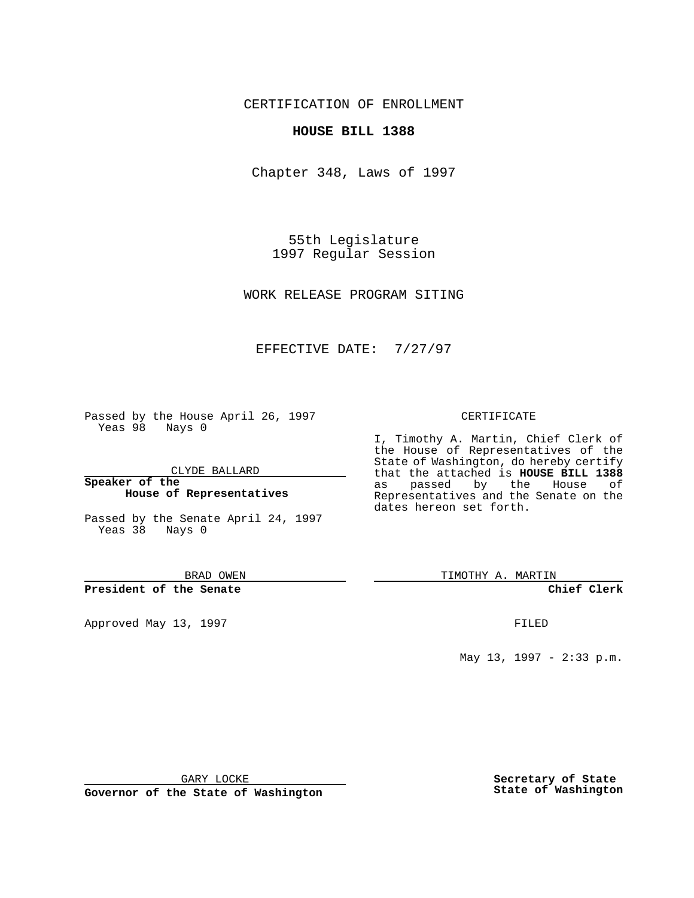CERTIFICATION OF ENROLLMENT

**HOUSE BILL 1388**

Chapter 348, Laws of 1997

55th Legislature
1997 Regular Session

WORK RELEASE PROGRAM SITING

EFFECTIVE DATE: 7/27/97

Passed by the House April 26, 1997
Yeas 98 Nays 0

CLYDE BALLARD

**Speaker of the House of Representatives**

Passed by the Senate April 24, 1997
Yeas 38 Nays 0

BRAD OWEN

**President of the Senate**

Approved May 13, 1997

GARY LOCKE

**Governor of the State of Washington**

CERTIFICATE

I, Timothy A. Martin, Chief Clerk of the House of Representatives of the State of Washington, do hereby certify that the attached is **HOUSE BILL 1388** as passed by the House of Representatives and the Senate on the dates hereon set forth.

TIMOTHY A. MARTIN

**Chief Clerk**

FILED

May 13, 1997 - 2:33 p.m.

**Secretary of State**
**State of Washington**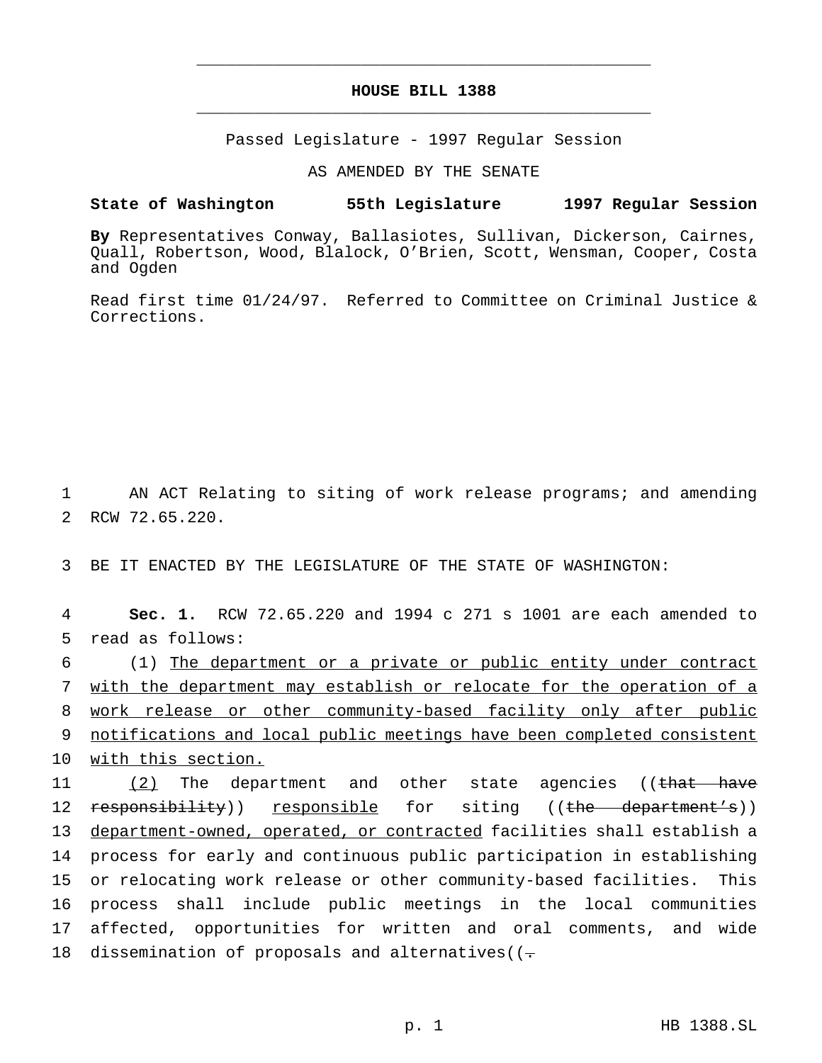# HOUSE BILL 1388

Passed Legislature - 1997 Regular Session

AS AMENDED BY THE SENATE

**State of Washington 55th Legislature 1997 Regular Session**

**By** Representatives Conway, Ballasiotes, Sullivan, Dickerson, Cairnes, Quall, Robertson, Wood, Blalock, O'Brien, Scott, Wensman, Cooper, Costa and Ogden

Read first time 01/24/97. Referred to Committee on Criminal Justice & Corrections.

1 AN ACT Relating to siting of work release programs; and amending
2 RCW 72.65.220.

3 BE IT ENACTED BY THE LEGISLATURE OF THE STATE OF WASHINGTON:

4 **Sec. 1.** RCW 72.65.220 and 1994 c 271 s 1001 are each amended to
5 read as follows:

6 (1) <u>The department or a private or public entity under contract</u>
7 <u>with the department may establish or relocate for the operation of a</u>
8 <u>work release or other community-based facility only after public</u>
9 <u>notifications and local public meetings have been completed consistent</u>
10 <u>with this section.</u>

11 <u>(2)</u> The department and other state agencies ((~~that have~~
12 ~~responsibility~~)) <u>responsible</u> for siting ((~~the department's~~))
13 <u>department-owned, operated, or contracted</u> facilities shall establish a
14 process for early and continuous public participation in establishing
15 or relocating work release or other community-based facilities. This
16 process shall include public meetings in the local communities
17 affected, opportunities for written and oral comments, and wide
18 dissemination of proposals and alternatives((~~.~~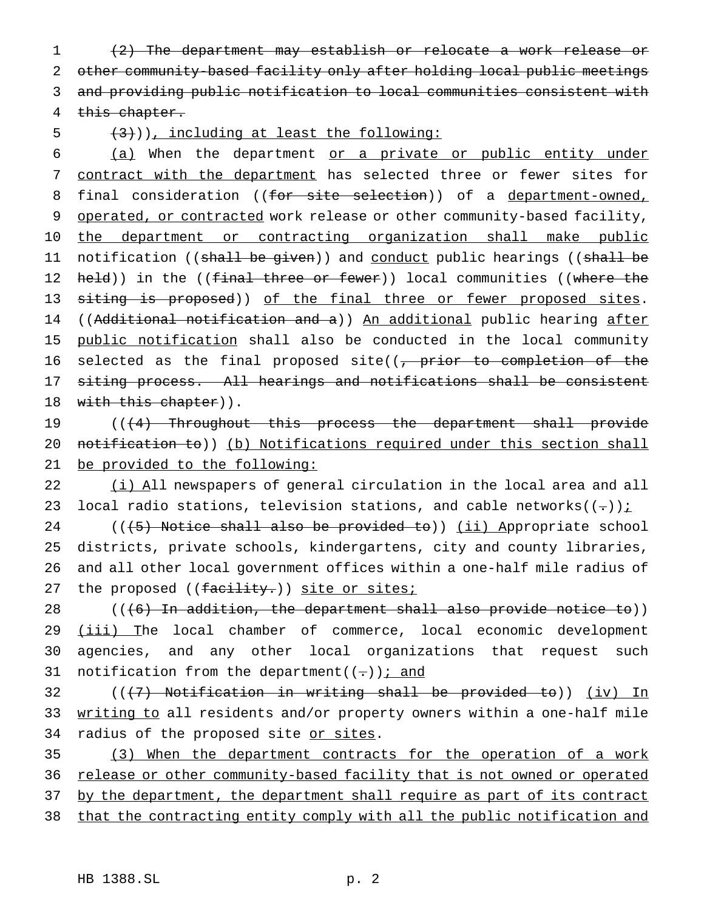(2) The department may establish or relocate a work release or other community-based facility only after holding local public meetings and providing public notification to local communities consistent with this chapter.

(3))), including at least the following:

(a) When the department or a private or public entity under contract with the department has selected three or fewer sites for final consideration ((for site selection)) of a department-owned, operated, or contracted work release or other community-based facility, the department or contracting organization shall make public notification ((shall be given)) and conduct public hearings ((shall be held)) in the ((final three or fewer)) local communities ((where the siting is proposed)) of the final three or fewer proposed sites. ((Additional notification and a)) An additional public hearing after public notification shall also be conducted in the local community selected as the final proposed site((, prior to completion of the siting process. All hearings and notifications shall be consistent with this chapter)).

(((4) Throughout this process the department shall provide notification to)) (b) Notifications required under this section shall be provided to the following:

(i) All newspapers of general circulation in the local area and all local radio stations, television stations, and cable networks((.));

(((5) Notice shall also be provided to)) (ii) Appropriate school districts, private schools, kindergartens, city and county libraries, and all other local government offices within a one-half mile radius of the proposed ((facility.)) site or sites;

(((6) In addition, the department shall also provide notice to)) (iii) The local chamber of commerce, local economic development agencies, and any other local organizations that request such notification from the department((.)); and

(((7) Notification in writing shall be provided to)) (iv) In writing to all residents and/or property owners within a one-half mile radius of the proposed site or sites.

(3) When the department contracts for the operation of a work release or other community-based facility that is not owned or operated by the department, the department shall require as part of its contract that the contracting entity comply with all the public notification and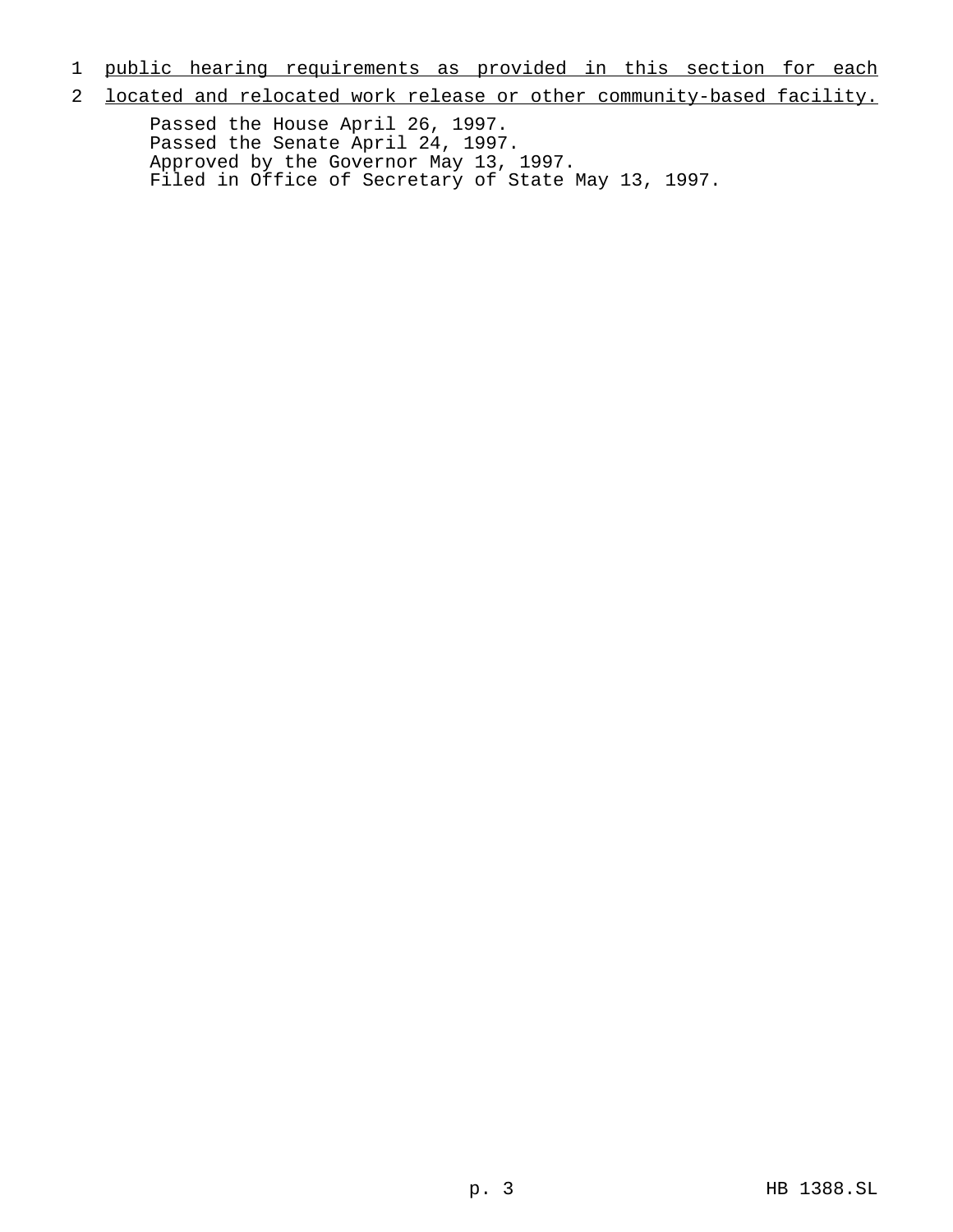public hearing requirements as provided in this section for each located and relocated work release or other community-based facility.

Passed the House April 26, 1997.
Passed the Senate April 24, 1997.
Approved by the Governor May 13, 1997.
Filed in Office of Secretary of State May 13, 1997.